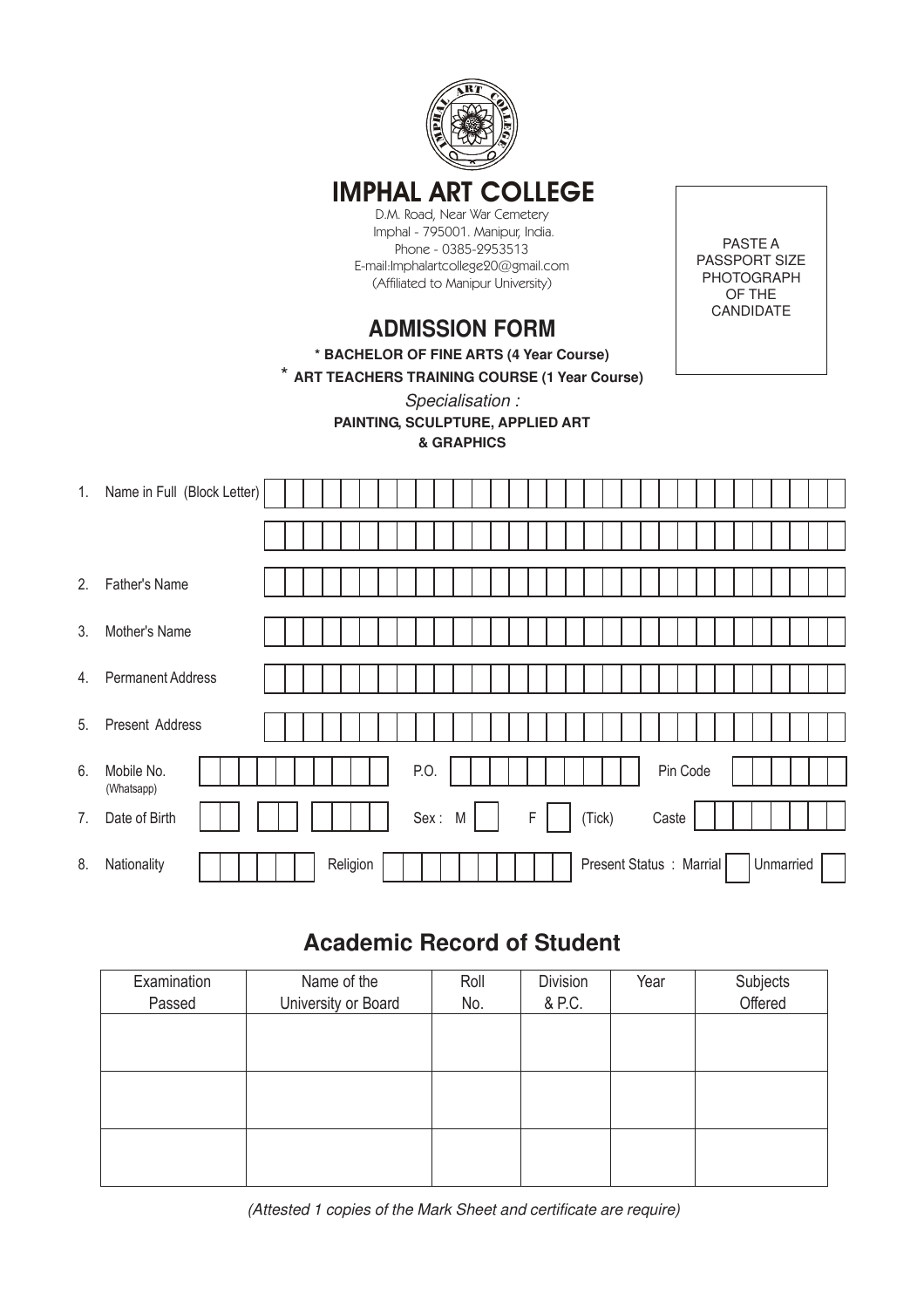# IMPHAL ART COLLEGE

D.M. Road, Near War Cemetery
Imphal - 795001. Manipur, India.
Phone - 0385-2953513
E-mail:Imphalartcollege20@gmail.com
(Affiliated to Manipur University)

PASTE A PASSPORT SIZE PHOTOGRAPH OF THE CANDIDATE

## ADMISSION FORM

**\* BACHELOR OF FINE ARTS (4 Year Course)**

**\* ART TEACHERS TRAINING COURSE (1 Year Course)**

*Specialisation :*

**PAINTING, SCULPTURE, APPLIED ART & GRAPHICS**

1. Name in Full (Block Letter) ______________________________

2. Father's Name ______________________________

3. Mother's Name ______________________________

4. Permanent Address ______________________________

5. Present Address ______________________________

6. Mobile No. (Whatsapp) ________ P.O. ________ Pin Code ________

7. Date of Birth ________ Sex : M [ ] F [ ] (Tick) Caste ________

8. Nationality ________ Religion ________ Present Status : Marrial [ ] Unmarried [ ]

## Academic Record of Student

| Examination Passed | Name of the University or Board | Roll No. | Division & P.C. | Year | Subjects Offered |
|---|---|---|---|---|---|
| | | | | | |
| | | | | | |
| | | | | | |

*(Attested 1 copies of the Mark Sheet and certificate are require)*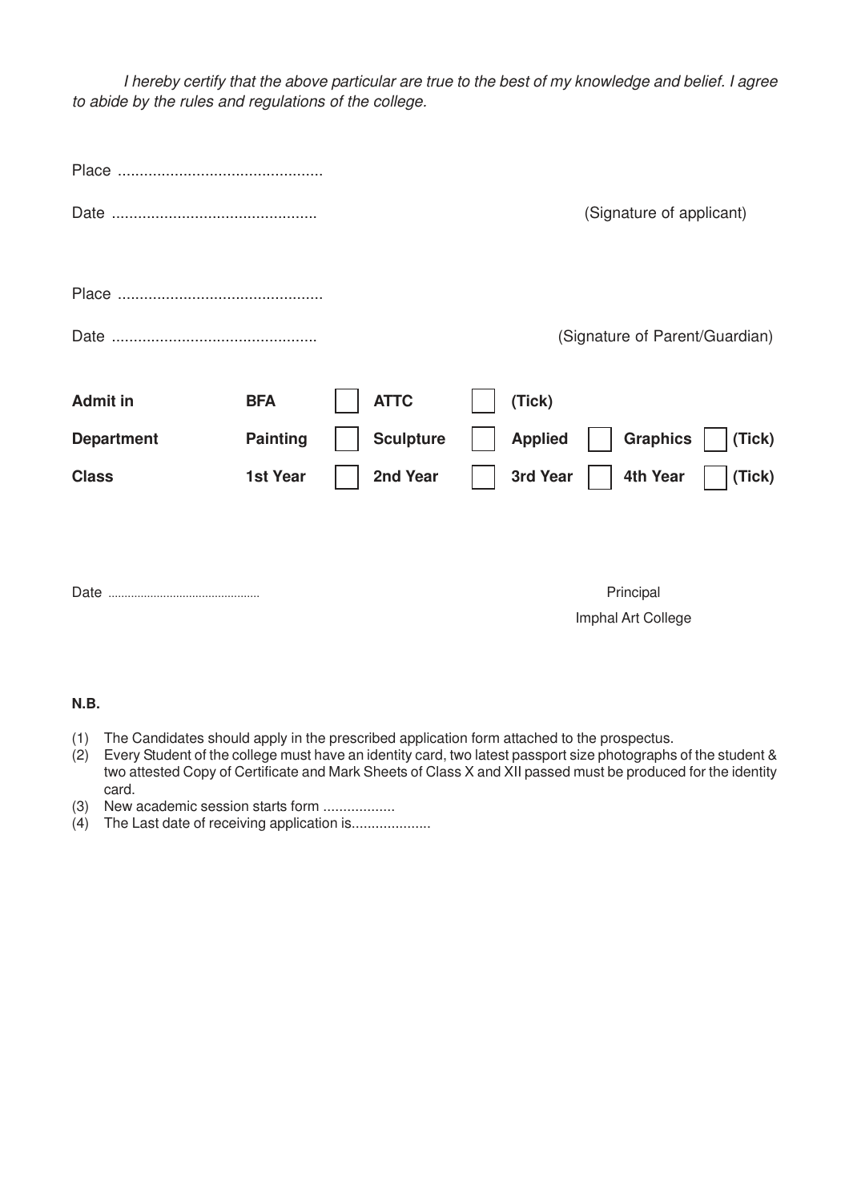*I hereby certify that the above particular are true to the best of my knowledge and belief. I agree to abide by the rules and regulations of the college.*

Place ...............................................

Date ............................................... (Signature of applicant)

Place ...............................................

Date ............................................... (Signature of Parent/Guardian)

| | | | | | | | | | |
|---|---|---|---|---|---|---|---|---|---|
| **Admit in** | **BFA** | ☐ | **ATTC** | ☐ | **(Tick)** | | | | |
| **Department** | **Painting** | ☐ | **Sculpture** | ☐ | **Applied** | ☐ | **Graphics** | ☐ | **(Tick)** |
| **Class** | **1st Year** | ☐ | **2nd Year** | ☐ | **3rd Year** | ☐ | **4th Year** | ☐ | **(Tick)** |

Date ..............................................

Principal
Imphal Art College

**N.B.**

(1) The Candidates should apply in the prescribed application form attached to the prospectus.
(2) Every Student of the college must have an identity card, two latest passport size photographs of the student & two attested Copy of Certificate and Mark Sheets of Class X and XII passed must be produced for the identity card.
(3) New academic session starts form ..................
(4) The Last date of receiving application is....................